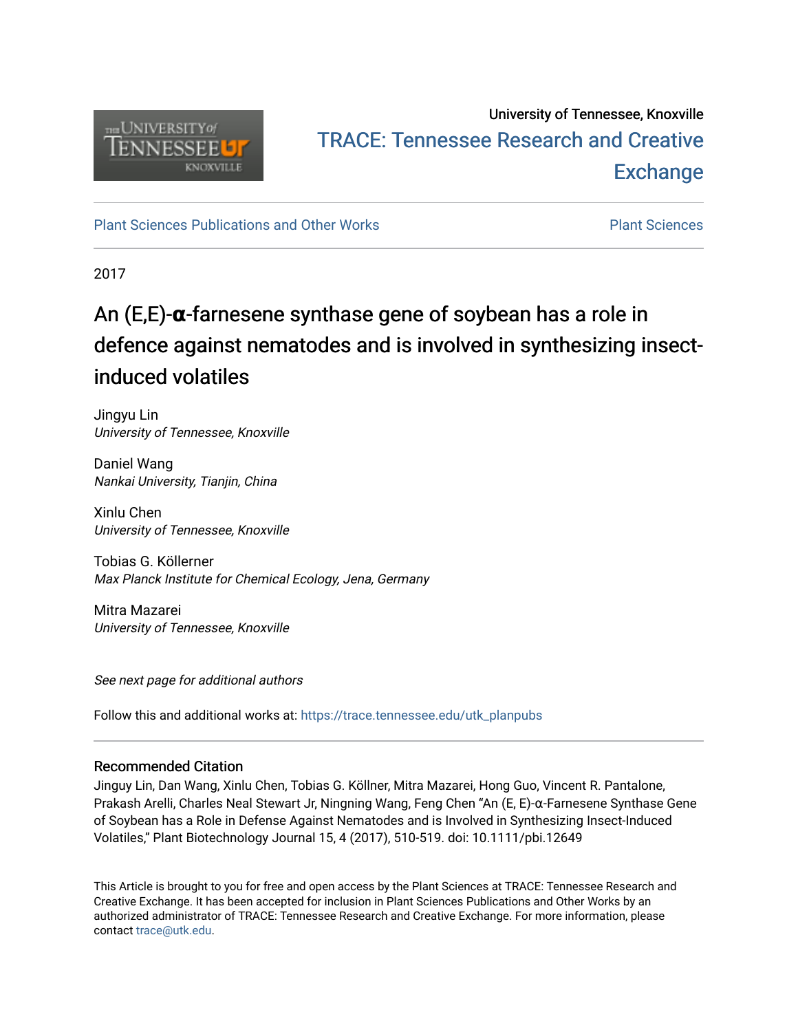University of Tennessee, Knoxville

TRACE: Tennessee Research and Creative Exchange

Plant Sciences Publications and Other Works

Plant Sciences

2017

# An (E,E)-α-farnesene synthase gene of soybean has a role in defence against nematodes and is involved in synthesizing insect-induced volatiles

Jingyu Lin
*University of Tennessee, Knoxville*

Daniel Wang
*Nankai University, Tianjin, China*

Xinlu Chen
*University of Tennessee, Knoxville*

Tobias G. Köllerner
*Max Planck Institute for Chemical Ecology, Jena, Germany*

Mitra Mazarei
*University of Tennessee, Knoxville*

*See next page for additional authors*

Follow this and additional works at: https://trace.tennessee.edu/utk_planpubs

### Recommended Citation

Jinguy Lin, Dan Wang, Xinlu Chen, Tobias G. Köllner, Mitra Mazarei, Hong Guo, Vincent R. Pantalone, Prakash Arelli, Charles Neal Stewart Jr, Ningning Wang, Feng Chen "An (E, E)-α-Farnesene Synthase Gene of Soybean has a Role in Defense Against Nematodes and is Involved in Synthesizing Insect-Induced Volatiles," Plant Biotechnology Journal 15, 4 (2017), 510-519. doi: 10.1111/pbi.12649

This Article is brought to you for free and open access by the Plant Sciences at TRACE: Tennessee Research and Creative Exchange. It has been accepted for inclusion in Plant Sciences Publications and Other Works by an authorized administrator of TRACE: Tennessee Research and Creative Exchange. For more information, please contact trace@utk.edu.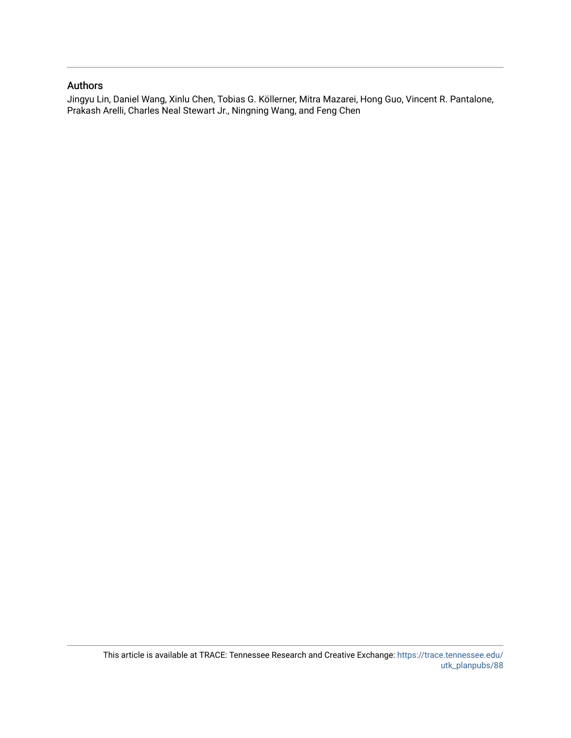## Authors

Jingyu Lin, Daniel Wang, Xinlu Chen, Tobias G. Köllerner, Mitra Mazarei, Hong Guo, Vincent R. Pantalone, Prakash Arelli, Charles Neal Stewart Jr., Ningning Wang, and Feng Chen

This article is available at TRACE: Tennessee Research and Creative Exchange: https://trace.tennessee.edu/utk_planpubs/88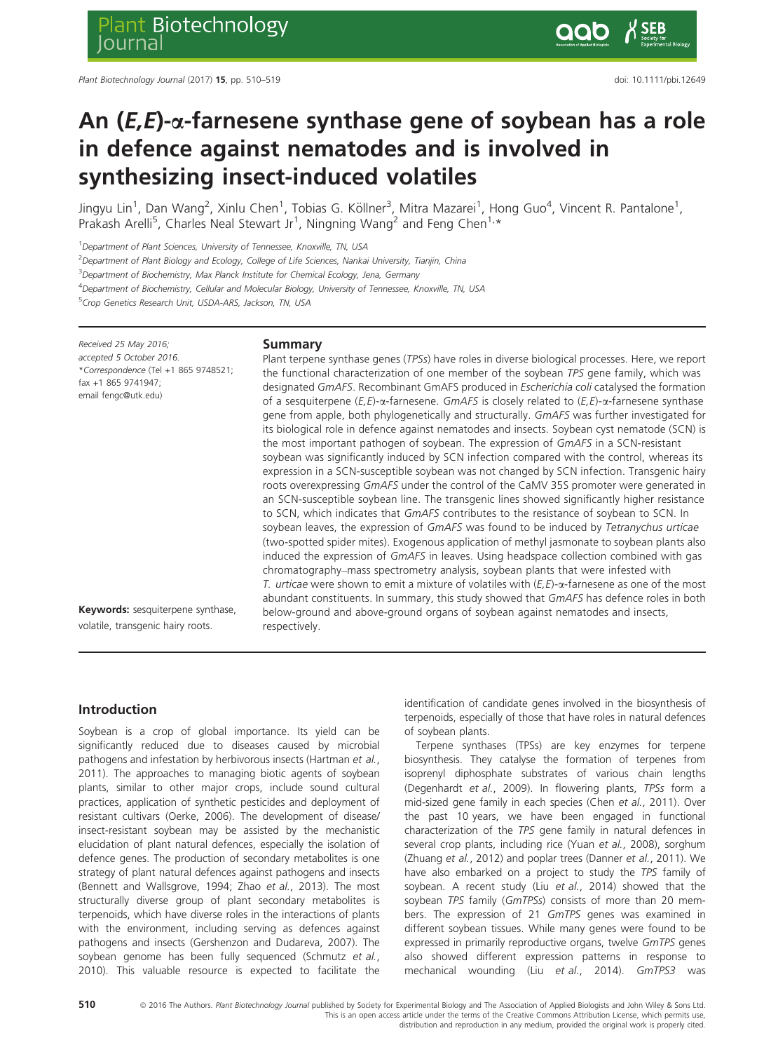# An (*E,E*)-α-farnesene synthase gene of soybean has a role in defence against nematodes and is involved in synthesizing insect-induced volatiles

Jingyu Lin[1], Dan Wang[2], Xinlu Chen[1], Tobias G. Köllner[3], Mitra Mazarei[1], Hong Guo[4], Vincent R. Pantalone[1], Prakash Arelli[5], Charles Neal Stewart Jr[1], Ningning Wang[2] and Feng Chen[1,*]

[1]Department of Plant Sciences, University of Tennessee, Knoxville, TN, USA

[2]Department of Plant Biology and Ecology, College of Life Sciences, Nankai University, Tianjin, China

[3]Department of Biochemistry, Max Planck Institute for Chemical Ecology, Jena, Germany

[4]Department of Biochemistry, Cellular and Molecular Biology, University of Tennessee, Knoxville, TN, USA

[5]Crop Genetics Research Unit, USDA-ARS, Jackson, TN, USA

Received 25 May 2016;
accepted 5 October 2016.
*Correspondence (Tel +1 865 9748521; fax +1 865 9741947; email fengc@utk.edu)

**Keywords:** sesquiterpene synthase, volatile, transgenic hairy roots.

## Summary

Plant terpene synthase genes (*TPSs*) have roles in diverse biological processes. Here, we report the functional characterization of one member of the soybean *TPS* gene family, which was designated *GmAFS*. Recombinant GmAFS produced in *Escherichia coli* catalysed the formation of a sesquiterpene (*E,E*)-α-farnesene. *GmAFS* is closely related to (*E,E*)-α-farnesene synthase gene from apple, both phylogenetically and structurally. *GmAFS* was further investigated for its biological role in defence against nematodes and insects. Soybean cyst nematode (SCN) is the most important pathogen of soybean. The expression of *GmAFS* in a SCN-resistant soybean was significantly induced by SCN infection compared with the control, whereas its expression in a SCN-susceptible soybean was not changed by SCN infection. Transgenic hairy roots overexpressing *GmAFS* under the control of the CaMV 35S promoter were generated in an SCN-susceptible soybean line. The transgenic lines showed significantly higher resistance to SCN, which indicates that *GmAFS* contributes to the resistance of soybean to SCN. In soybean leaves, the expression of *GmAFS* was found to be induced by *Tetranychus urticae* (two-spotted spider mites). Exogenous application of methyl jasmonate to soybean plants also induced the expression of *GmAFS* in leaves. Using headspace collection combined with gas chromatography–mass spectrometry analysis, soybean plants that were infested with *T. urticae* were shown to emit a mixture of volatiles with (*E,E*)-α-farnesene as one of the most abundant constituents. In summary, this study showed that *GmAFS* has defence roles in both below-ground and above-ground organs of soybean against nematodes and insects, respectively.

## Introduction

Soybean is a crop of global importance. Its yield can be significantly reduced due to diseases caused by microbial pathogens and infestation by herbivorous insects (Hartman *et al.*, 2011). The approaches to managing biotic agents of soybean plants, similar to other major crops, include sound cultural practices, application of synthetic pesticides and deployment of resistant cultivars (Oerke, 2006). The development of disease/insect-resistant soybean may be assisted by the mechanistic elucidation of plant natural defences, especially the isolation of defence genes. The production of secondary metabolites is one strategy of plant natural defences against pathogens and insects (Bennett and Wallsgrove, 1994; Zhao *et al.*, 2013). The most structurally diverse group of plant secondary metabolites is terpenoids, which have diverse roles in the interactions of plants with the environment, including serving as defences against pathogens and insects (Gershenzon and Dudareva, 2007). The soybean genome has been fully sequenced (Schmutz *et al.*, 2010). This valuable resource is expected to facilitate the identification of candidate genes involved in the biosynthesis of terpenoids, especially of those that have roles in natural defences of soybean plants.

Terpene synthases (TPSs) are key enzymes for terpene biosynthesis. They catalyse the formation of terpenes from isoprenyl diphosphate substrates of various chain lengths (Degenhardt *et al.*, 2009). In flowering plants, *TPSs* form a mid-sized gene family in each species (Chen *et al.*, 2011). Over the past 10 years, we have been engaged in functional characterization of the *TPS* gene family in natural defences in several crop plants, including rice (Yuan *et al.*, 2008), sorghum (Zhuang *et al.*, 2012) and poplar trees (Danner *et al.*, 2011). We have also embarked on a project to study the *TPS* family of soybean. A recent study (Liu *et al.*, 2014) showed that the soybean *TPS* family (*GmTPSs*) consists of more than 20 members. The expression of 21 *GmTPS* genes was examined in different soybean tissues. While many genes were found to be expressed in primarily reproductive organs, twelve *GmTPS* genes also showed different expression patterns in response to mechanical wounding (Liu *et al.*, 2014). *GmTPS3* was

© 2016 The Authors. *Plant Biotechnology Journal* published by Society for Experimental Biology and The Association of Applied Biologists and John Wiley & Sons Ltd. This is an open access article under the terms of the Creative Commons Attribution License, which permits use, distribution and reproduction in any medium, provided the original work is properly cited.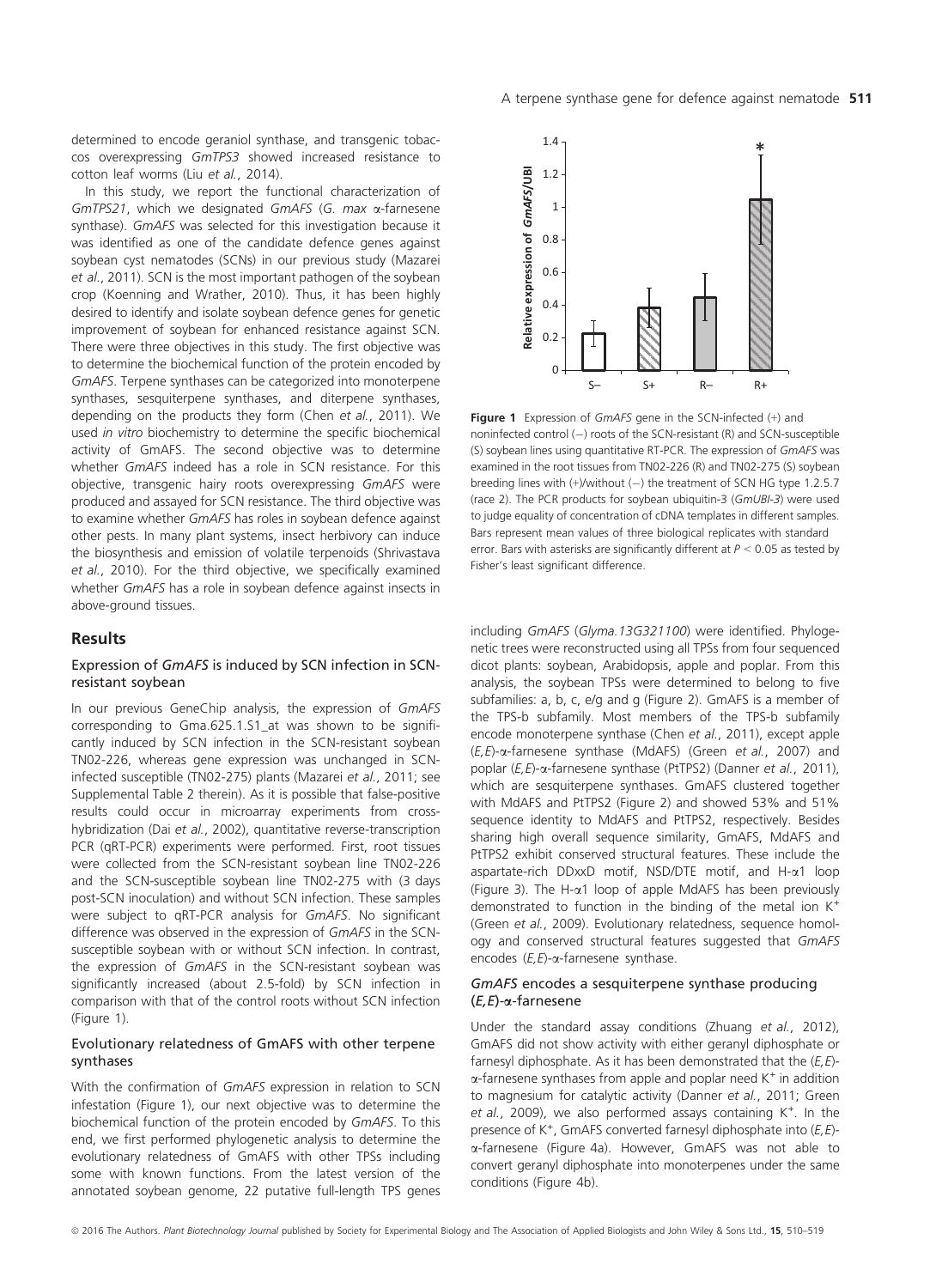determined to encode geraniol synthase, and transgenic tobaccos overexpressing *GmTPS3* showed increased resistance to cotton leaf worms (Liu *et al.*, 2014).

In this study, we report the functional characterization of *GmTPS21*, which we designated *GmAFS* (*G. max* α-farnesene synthase). *GmAFS* was selected for this investigation because it was identified as one of the candidate defence genes against soybean cyst nematodes (SCNs) in our previous study (Mazarei *et al.*, 2011). SCN is the most important pathogen of the soybean crop (Koenning and Wrather, 2010). Thus, it has been highly desired to identify and isolate soybean defence genes for genetic improvement of soybean for enhanced resistance against SCN. There were three objectives in this study. The first objective was to determine the biochemical function of the protein encoded by *GmAFS*. Terpene synthases can be categorized into monoterpene synthases, sesquiterpene synthases, and diterpene synthases, depending on the products they form (Chen *et al.*, 2011). We used *in vitro* biochemistry to determine the specific biochemical activity of GmAFS. The second objective was to determine whether *GmAFS* indeed has a role in SCN resistance. For this objective, transgenic hairy roots overexpressing *GmAFS* were produced and assayed for SCN resistance. The third objective was to examine whether *GmAFS* has roles in soybean defence against other pests. In many plant systems, insect herbivory can induce the biosynthesis and emission of volatile terpenoids (Shrivastava *et al.*, 2010). For the third objective, we specifically examined whether *GmAFS* has a role in soybean defence against insects in above-ground tissues.

## Results

### Expression of *GmAFS* is induced by SCN infection in SCN-resistant soybean

In our previous GeneChip analysis, the expression of *GmAFS* corresponding to Gma.625.1.S1_at was shown to be significantly induced by SCN infection in the SCN-resistant soybean TN02-226, whereas gene expression was unchanged in SCN-infected susceptible (TN02-275) plants (Mazarei *et al.*, 2011; see Supplemental Table 2 therein). As it is possible that false-positive results could occur in microarray experiments from cross-hybridization (Dai *et al.*, 2002), quantitative reverse-transcription PCR (qRT-PCR) experiments were performed. First, root tissues were collected from the SCN-resistant soybean line TN02-226 and the SCN-susceptible soybean line TN02-275 with (3 days post-SCN inoculation) and without SCN infection. These samples were subject to qRT-PCR analysis for *GmAFS*. No significant difference was observed in the expression of *GmAFS* in the SCN-susceptible soybean with or without SCN infection. In contrast, the expression of *GmAFS* in the SCN-resistant soybean was significantly increased (about 2.5-fold) by SCN infection in comparison with that of the control roots without SCN infection (Figure 1).

**Figure 1** Expression of *GmAFS* gene in the SCN-infected (+) and noninfected control (−) roots of the SCN-resistant (R) and SCN-susceptible (S) soybean lines using quantitative RT-PCR. The expression of *GmAFS* was examined in the root tissues from TN02-226 (R) and TN02-275 (S) soybean breeding lines with (+)/without (−) the treatment of SCN HG type 1.2.5.7 (race 2). The PCR products for soybean ubiquitin-3 (*GmUBI-3*) were used to judge equality of concentration of cDNA templates in different samples. Bars represent mean values of three biological replicates with standard error. Bars with asterisks are significantly different at $P < 0.05$ as tested by Fisher's least significant difference.

### Evolutionary relatedness of GmAFS with other terpene synthases

With the confirmation of *GmAFS* expression in relation to SCN infestation (Figure 1), our next objective was to determine the biochemical function of the protein encoded by *GmAFS*. To this end, we first performed phylogenetic analysis to determine the evolutionary relatedness of GmAFS with other TPSs including some with known functions. From the latest version of the annotated soybean genome, 22 putative full-length TPS genes including *GmAFS* (*Glyma.13G321100*) were identified. Phylogenetic trees were reconstructed using all TPSs from four sequenced dicot plants: soybean, Arabidopsis, apple and poplar. From this analysis, the soybean TPSs were determined to belong to five subfamilies: a, b, c, e/g and g (Figure 2). GmAFS is a member of the TPS-b subfamily. Most members of the TPS-b subfamily encode monoterpene synthase (Chen *et al.*, 2011), except apple (*E,E*)-α-farnesene synthase (MdAFS) (Green *et al.*, 2007) and poplar (*E,E*)-α-farnesene synthase (PtTPS2) (Danner *et al.*, 2011), which are sesquiterpene synthases. GmAFS clustered together with MdAFS and PtTPS2 (Figure 2) and showed 53% and 51% sequence identity to MdAFS and PtTPS2, respectively. Besides sharing high overall sequence similarity, GmAFS, MdAFS and PtTPS2 exhibit conserved structural features. These include the aspartate-rich DDxxD motif, NSD/DTE motif, and H-α1 loop (Figure 3). The H-α1 loop of apple MdAFS has been previously demonstrated to function in the binding of the metal ion $K^+$ (Green *et al.*, 2009). Evolutionary relatedness, sequence homology and conserved structural features suggested that *GmAFS* encodes (*E,E*)-α-farnesene synthase.

### *GmAFS* encodes a sesquiterpene synthase producing (*E,E*)-α-farnesene

Under the standard assay conditions (Zhuang *et al.*, 2012), GmAFS did not show activity with either geranyl diphosphate or farnesyl diphosphate. As it has been demonstrated that the (*E,E*)-α-farnesene synthases from apple and poplar need $K^+$ in addition to magnesium for catalytic activity (Danner *et al.*, 2011; Green *et al.*, 2009), we also performed assays containing $K^+$. In the presence of $K^+$, GmAFS converted farnesyl diphosphate into (*E,E*)-α-farnesene (Figure 4a). However, GmAFS was not able to convert geranyl diphosphate into monoterpenes under the same conditions (Figure 4b).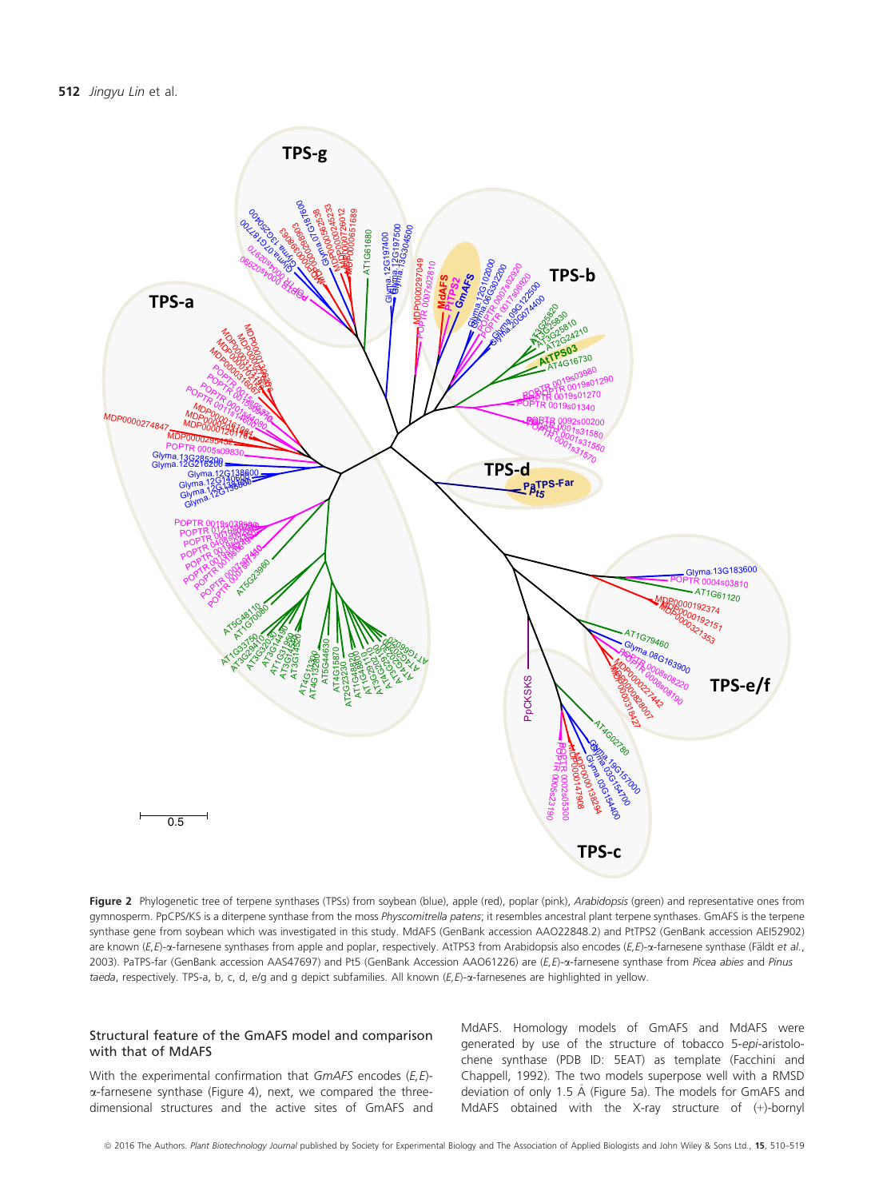**Figure 2** Phylogenetic tree of terpene synthases (TPSs) from soybean (blue), apple (red), poplar (pink), *Arabidopsis* (green) and representative ones from gymnosperm. PpCPS/KS is a diterpene synthase from the moss *Physcomitrella patens*; it resembles ancestral plant terpene synthases. GmAFS is the terpene synthase gene from soybean which was investigated in this study. MdAFS (GenBank accession AAO22848.2) and PtTPS2 (GenBank accession AEI52902) are known (*E,E*)-α-farnesene synthases from apple and poplar, respectively. AtTPS3 from Arabidopsis also encodes (*E,E*)-α-farnesene synthase (Fäldt *et al.*, 2003). PaTPS-far (GenBank accession AAS47697) and Pt5 (GenBank Accession AAO61226) are (*E,E*)-α-farnesene synthase from *Picea abies* and *Pinus taeda*, respectively. TPS-a, b, c, d, e/g and g depict subfamilies. All known (*E,E*)-α-farnesenes are highlighted in yellow.

## Structural feature of the GmAFS model and comparison with that of MdAFS

With the experimental confirmation that *GmAFS* encodes (*E,E*)-α-farnesene synthase (Figure 4), next, we compared the three-dimensional structures and the active sites of GmAFS and MdAFS. Homology models of GmAFS and MdAFS were generated by use of the structure of tobacco 5-*epi*-aristolochene synthase (PDB ID: 5EAT) as template (Facchini and Chappell, 1992). The two models superpose well with a RMSD deviation of only 1.5 Å (Figure 5a). The models for GmAFS and MdAFS obtained with the X-ray structure of (+)-bornyl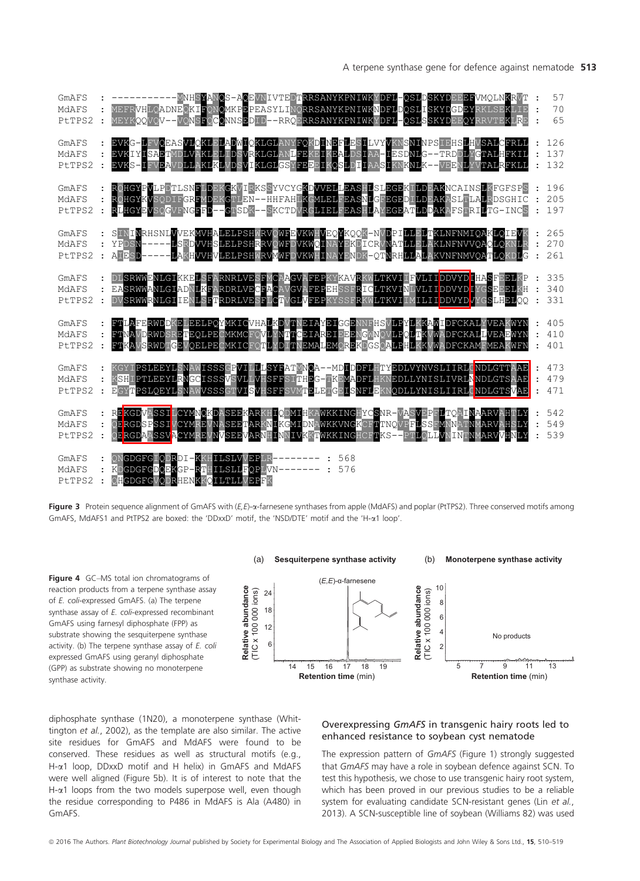Figure 3 Protein sequence alignment of GmAFS with (*E*,*E*)-α-farnesene synthases from apple (MdAFS) and poplar (PtTPS2). Three conserved motifs among GmAFS, MdAFS1 and PtTPS2 are boxed: the 'DDxxD' motif, the 'NSD/DTE' motif and the 'H-α1 loop'.

Figure 4 GC–MS total ion chromatograms of reaction products from a terpene synthase assay of *E. coli*-expressed GmAFS. (a) The terpene synthase assay of *E. coli*-expressed recombinant GmAFS using farnesyl diphosphate (FPP) as substrate showing the sesquiterpene synthase activity. (b) The terpene synthase assay of *E. coli* expressed GmAFS using geranyl diphosphate (GPP) as substrate showing no monoterpene synthase activity.

diphosphate synthase (1N20), a monoterpene synthase (Whittington *et al.*, 2002), as the template are also similar. The active site residues for GmAFS and MdAFS were found to be conserved. These residues as well as structural motifs (e.g., H-α1 loop, DDxxD motif and H helix) in GmAFS and MdAFS were well aligned (Figure 5b). It is of interest to note that the H-α1 loops from the two models superpose well, even though the residue corresponding to P486 in MdAFS is Ala (A480) in GmAFS.

## Overexpressing *GmAFS* in transgenic hairy roots led to enhanced resistance to soybean cyst nematode

The expression pattern of *GmAFS* (Figure 1) strongly suggested that *GmAFS* may have a role in soybean defence against SCN. To test this hypothesis, we chose to use transgenic hairy root system, which has been proved in our previous studies to be a reliable system for evaluating candidate SCN-resistant genes (Lin *et al.*, 2013). A SCN-susceptible line of soybean (Williams 82) was used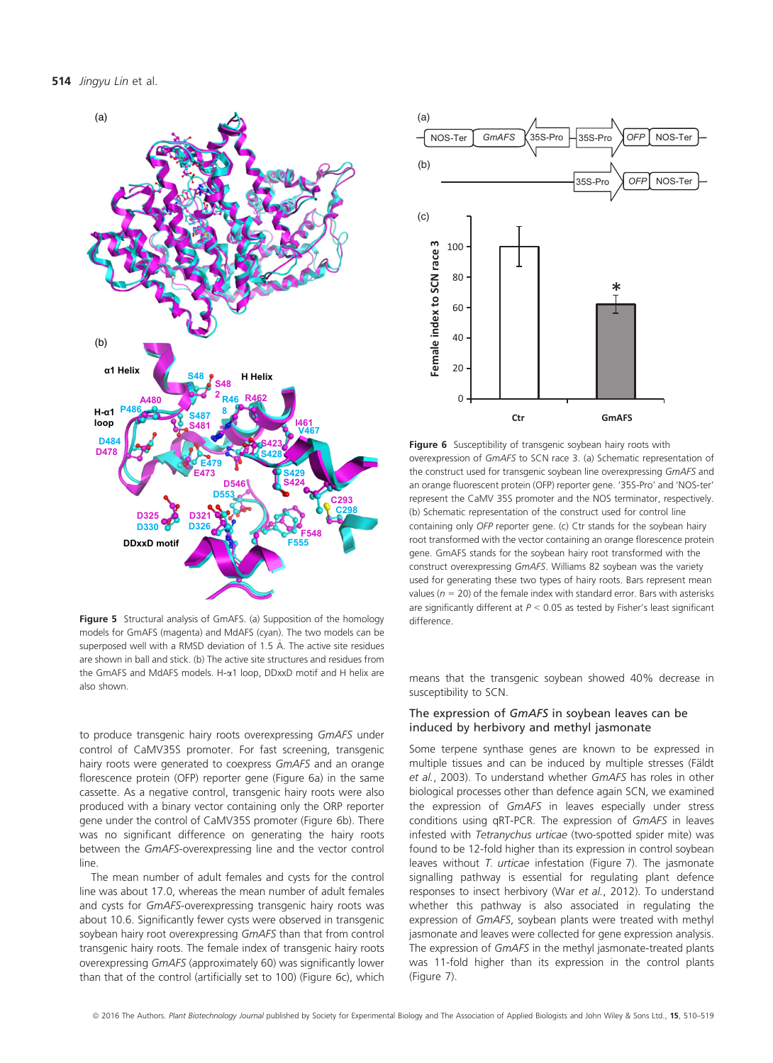Figure 5 Structural analysis of GmAFS. (a) Supposition of the homology models for GmAFS (magenta) and MdAFS (cyan). The two models can be superposed well with a RMSD deviation of 1.5 Å. The active site residues are shown in ball and stick. (b) The active site structures and residues from the GmAFS and MdAFS models. H-α1 loop, DDxxD motif and H helix are also shown.

Figure 6 Susceptibility of transgenic soybean hairy roots with overexpression of *GmAFS* to SCN race 3. (a) Schematic representation of the construct used for transgenic soybean line overexpressing *GmAFS* and an orange fluorescent protein (OFP) reporter gene. '35S-Pro' and 'NOS-ter' represent the CaMV 35S promoter and the NOS terminator, respectively. (b) Schematic representation of the construct used for control line containing only *OFP* reporter gene. (c) Ctr stands for the soybean hairy root transformed with the vector containing an orange florescence protein gene. GmAFS stands for the soybean hairy root transformed with the construct overexpressing *GmAFS*. Williams 82 soybean was the variety used for generating these two types of hairy roots. Bars represent mean values ($n$ = 20) of the female index with standard error. Bars with asterisks are significantly different at $P < 0.05$ as tested by Fisher's least significant difference.

to produce transgenic hairy roots overexpressing *GmAFS* under control of CaMV35S promoter. For fast screening, transgenic hairy roots were generated to coexpress *GmAFS* and an orange florescence protein (OFP) reporter gene (Figure 6a) in the same cassette. As a negative control, transgenic hairy roots were also produced with a binary vector containing only the ORP reporter gene under the control of CaMV35S promoter (Figure 6b). There was no significant difference on generating the hairy roots between the *GmAFS*-overexpressing line and the vector control line.

The mean number of adult females and cysts for the control line was about 17.0, whereas the mean number of adult females and cysts for *GmAFS*-overexpressing transgenic hairy roots was about 10.6. Significantly fewer cysts were observed in transgenic soybean hairy root overexpressing *GmAFS* than that from control transgenic hairy roots. The female index of transgenic hairy roots overexpressing *GmAFS* (approximately 60) was significantly lower than that of the control (artificially set to 100) (Figure 6c), which means that the transgenic soybean showed 40% decrease in susceptibility to SCN.

## The expression of *GmAFS* in soybean leaves can be induced by herbivory and methyl jasmonate

Some terpene synthase genes are known to be expressed in multiple tissues and can be induced by multiple stresses (Fäldt *et al.*, 2003). To understand whether *GmAFS* has roles in other biological processes other than defence again SCN, we examined the expression of *GmAFS* in leaves especially under stress conditions using qRT-PCR. The expression of *GmAFS* in leaves infested with *Tetranychus urticae* (two-spotted spider mite) was found to be 12-fold higher than its expression in control soybean leaves without *T. urticae* infestation (Figure 7). The jasmonate signalling pathway is essential for regulating plant defence responses to insect herbivory (War *et al.*, 2012). To understand whether this pathway is also associated in regulating the expression of *GmAFS*, soybean plants were treated with methyl jasmonate and leaves were collected for gene expression analysis. The expression of *GmAFS* in the methyl jasmonate-treated plants was 11-fold higher than its expression in the control plants (Figure 7).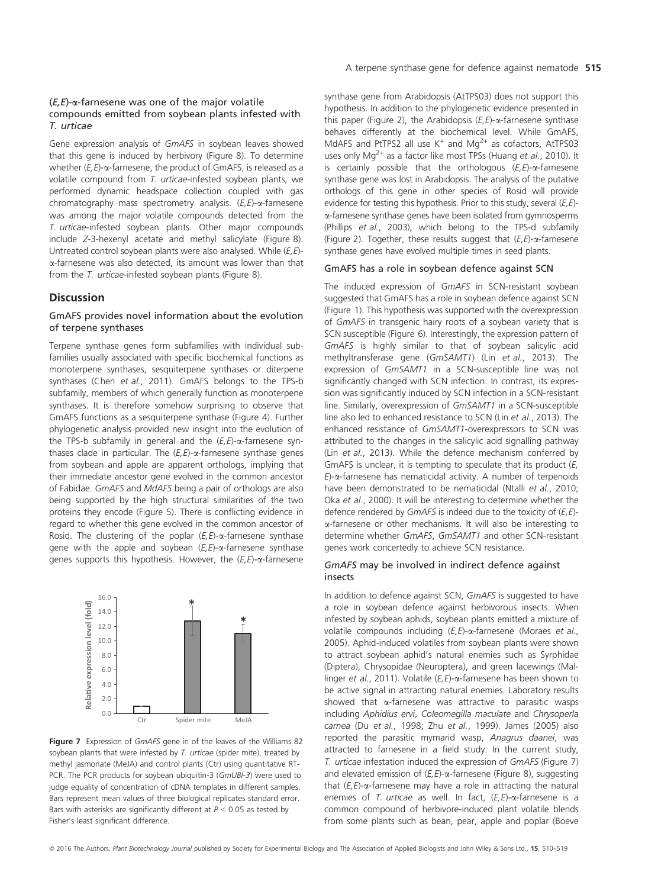### (*E,E*)-α-farnesene was one of the major volatile compounds emitted from soybean plants infested with *T. urticae*

Gene expression analysis of *GmAFS* in soybean leaves showed that this gene is induced by herbivory (Figure 8). To determine whether (*E,E*)-α-farnesene, the product of GmAFS, is released as a volatile compound from *T. urticae*-infested soybean plants, we performed dynamic headspace collection coupled with gas chromatography–mass spectrometry analysis. (*E,E*)-α-farnesene was among the major volatile compounds detected from the *T. urticae*-infested soybean plants. Other major compounds include *Z*-3-hexenyl acetate and methyl salicylate (Figure 8). Untreated control soybean plants were also analysed. While (*E,E*)-α-farnesene was also detected, its amount was lower than that from the *T. urticae*-infested soybean plants (Figure 8).

## Discussion

### GmAFS provides novel information about the evolution of terpene synthases

Terpene synthase genes form subfamilies with individual subfamilies usually associated with specific biochemical functions as monoterpene synthases, sesquiterpene synthases or diterpene synthases (Chen *et al.*, 2011). GmAFS belongs to the TPS-b subfamily, members of which generally function as monoterpene synthases. It is therefore somehow surprising to observe that GmAFS functions as a sesquiterpene synthase (Figure 4). Further phylogenetic analysis provided new insight into the evolution of the TPS-b subfamily in general and the (*E,E*)-α-farnesene synthases clade in particular. The (*E,E*)-α-farnesene synthase genes from soybean and apple are apparent orthologs, implying that their immediate ancestor gene evolved in the common ancestor of Fabidae. *GmAFS* and *MdAFS* being a pair of orthologs are also being supported by the high structural similarities of the two proteins they encode (Figure 5). There is conflicting evidence in regard to whether this gene evolved in the common ancestor of Rosid. The clustering of the poplar (*E,E*)-α-farnesene synthase gene with the apple and soybean (*E,E*)-α-farnesene synthase genes supports this hypothesis. However, the (*E,E*)-α-farnesene synthase gene from Arabidopsis (AtTPS03) does not support this hypothesis. In addition to the phylogenetic evidence presented in this paper (Figure 2), the Arabidopsis (*E,E*)-α-farnesene synthase behaves differently at the biochemical level. While GmAFS, MdAFS and PtTPS2 all use $K^+$ and $Mg^{2+}$ as cofactors, AtTPS03 uses only $Mg^{2+}$ as a factor like most TPSs (Huang *et al.*, 2010). It is certainly possible that the orthologous (*E,E*)-α-farnesene synthase gene was lost in Arabidopsis. The analysis of the putative orthologs of this gene in other species of Rosid will provide evidence for testing this hypothesis. Prior to this study, several (*E,E*)-α-farnesene synthase genes have been isolated from gymnosperms (Phillips *et al.*, 2003), which belong to the TPS-d subfamily (Figure 2). Together, these results suggest that (*E,E*)-α-farnesene synthase genes have evolved multiple times in seed plants.

Figure 7 Expression of *GmAFS* gene in of the leaves of the Williams 82 soybean plants that were infested by *T. urticae* (spider mite), treated by methyl jasmonate (MeJA) and control plants (Ctr) using quantitative RT-PCR. The PCR products for soybean ubiquitin-3 (*GmUBI-3*) were used to judge equality of concentration of cDNA templates in different samples. Bars represent mean values of three biological replicates standard error. Bars with asterisks are significantly different at $P < 0.05$ as tested by Fisher's least significant difference.

### GmAFS has a role in soybean defence against SCN

The induced expression of *GmAFS* in SCN-resistant soybean suggested that GmAFS has a role in soybean defence against SCN (Figure 1). This hypothesis was supported with the overexpression of *GmAFS* in transgenic hairy roots of a soybean variety that is SCN susceptible (Figure 6). Interestingly, the expression pattern of *GmAFS* is highly similar to that of soybean salicylic acid methyltransferase gene (*GmSAMT1*) (Lin *et al.*, 2013). The expression of *GmSAMT1* in a SCN-susceptible line was not significantly changed with SCN infection. In contrast, its expression was significantly induced by SCN infection in a SCN-resistant line. Similarly, overexpression of *GmSAMT1* in a SCN-susceptible line also led to enhanced resistance to SCN (Lin *et al.*, 2013). The enhanced resistance of *GmSAMT1*-overexpressors to SCN was attributed to the changes in the salicylic acid signalling pathway (Lin *et al.*, 2013). While the defence mechanism conferred by GmAFS is unclear, it is tempting to speculate that its product (*E,E*)-α-farnesene has nematicidal activity. A number of terpenoids have been demonstrated to be nematicidal (Ntalli *et al.*, 2010; Oka *et al.*, 2000). It will be interesting to determine whether the defence rendered by *GmAFS* is indeed due to the toxicity of (*E,E*)-α-farnesene or other mechanisms. It will also be interesting to determine whether *GmAFS*, *GmSAMT1* and other SCN-resistant genes work concertedly to achieve SCN resistance.

### *GmAFS* may be involved in indirect defence against insects

In addition to defence against SCN, *GmAFS* is suggested to have a role in soybean defence against herbivorous insects. When infested by soybean aphids, soybean plants emitted a mixture of volatile compounds including (*E,E*)-α-farnesene (Moraes *et al.*, 2005). Aphid-induced volatiles from soybean plants were shown to attract soybean aphid's natural enemies such as Syrphidae (Diptera), Chrysopidae (Neuroptera), and green lacewings (Mallinger *et al.*, 2011). Volatile (*E,E*)-α-farnesene has been shown to be active signal in attracting natural enemies. Laboratory results showed that α-farnesene was attractive to parasitic wasps including *Aphidius ervi*, *Coleomegilla maculate* and *Chrysoperla carnea* (Du *et al.*, 1998; Zhu *et al.*, 1999). James (2005) also reported the parasitic mymarid wasp, *Anagrus daanei*, was attracted to farnesene in a field study. In the current study, *T. urticae* infestation induced the expression of *GmAFS* (Figure 7) and elevated emission of (*E,E*)-α-farnesene (Figure 8), suggesting that (*E,E*)-α-farnesene may have a role in attracting the natural enemies of *T. urticae* as well. In fact, (*E,E*)-α-farnesene is a common compound of herbivore-induced plant volatile blends from some plants such as bean, pear, apple and poplar (Boeve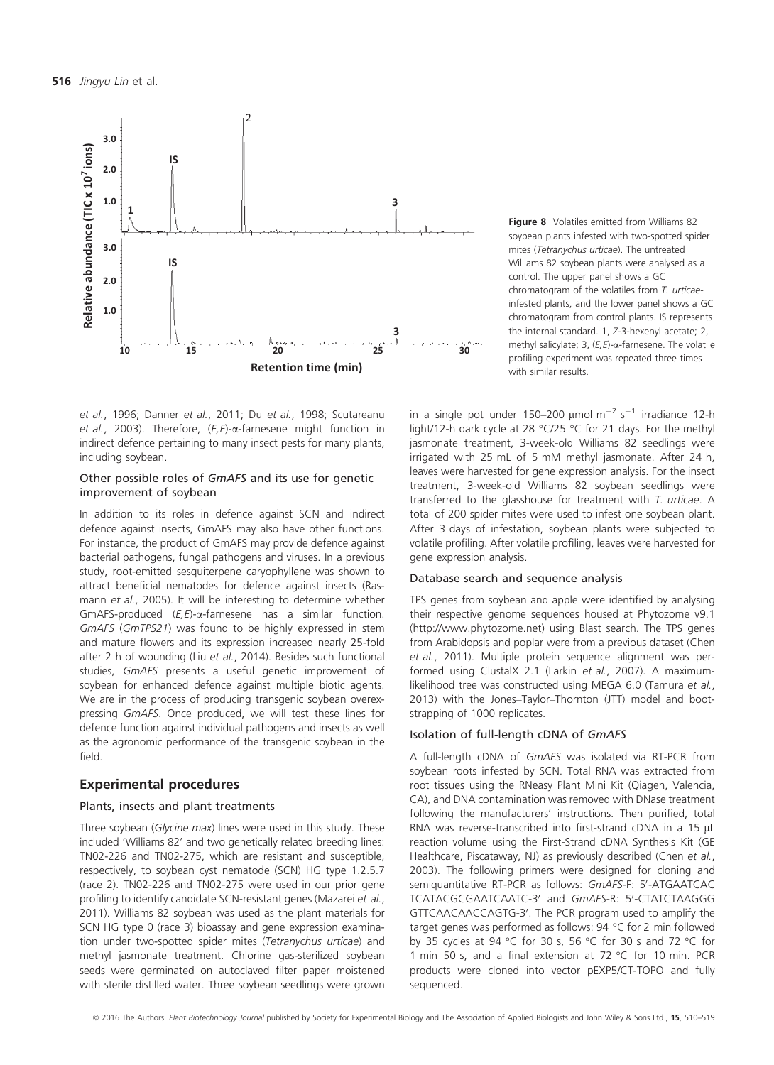**Figure 8** Volatiles emitted from Williams 82 soybean plants infested with two-spotted spider mites (*Tetranychus urticae*). The untreated Williams 82 soybean plants were analysed as a control. The upper panel shows a GC chromatogram of the volatiles from *T. urticae*-infested plants, and the lower panel shows a GC chromatogram from control plants. IS represents the internal standard. 1, *Z*-3-hexenyl acetate; 2, methyl salicylate; 3, (*E,E*)-α-farnesene. The volatile profiling experiment was repeated three times with similar results.

*et al.*, 1996; Danner *et al.*, 2011; Du *et al.*, 1998; Scutareanu *et al.*, 2003). Therefore, (*E,E*)-α-farnesene might function in indirect defence pertaining to many insect pests for many plants, including soybean.

### Other possible roles of *GmAFS* and its use for genetic improvement of soybean

In addition to its roles in defence against SCN and indirect defence against insects, GmAFS may also have other functions. For instance, the product of GmAFS may provide defence against bacterial pathogens, fungal pathogens and viruses. In a previous study, root-emitted sesquiterpene caryophyllene was shown to attract beneficial nematodes for defence against insects (Rasmann *et al.*, 2005). It will be interesting to determine whether GmAFS-produced (*E,E*)-α-farnesene has a similar function. *GmAFS* (*GmTPS21*) was found to be highly expressed in stem and mature flowers and its expression increased nearly 25-fold after 2 h of wounding (Liu *et al.*, 2014). Besides such functional studies, *GmAFS* presents a useful genetic improvement of soybean for enhanced defence against multiple biotic agents. We are in the process of producing transgenic soybean overexpressing *GmAFS*. Once produced, we will test these lines for defence function against individual pathogens and insects as well as the agronomic performance of the transgenic soybean in the field.

## Experimental procedures

### Plants, insects and plant treatments

Three soybean (*Glycine max*) lines were used in this study. These included 'Williams 82' and two genetically related breeding lines: TN02-226 and TN02-275, which are resistant and susceptible, respectively, to soybean cyst nematode (SCN) HG type 1.2.5.7 (race 2). TN02-226 and TN02-275 were used in our prior gene profiling to identify candidate SCN-resistant genes (Mazarei *et al.*, 2011). Williams 82 soybean was used as the plant materials for SCN HG type 0 (race 3) bioassay and gene expression examination under two-spotted spider mites (*Tetranychus urticae*) and methyl jasmonate treatment. Chlorine gas-sterilized soybean seeds were germinated on autoclaved filter paper moistened with sterile distilled water. Three soybean seedlings were grown in a single pot under 150–200 μmol $m^{-2}$ $s^{-1}$ irradiance 12-h light/12-h dark cycle at 28 °C/25 °C for 21 days. For the methyl jasmonate treatment, 3-week-old Williams 82 seedlings were irrigated with 25 mL of 5 mM methyl jasmonate. After 24 h, leaves were harvested for gene expression analysis. For the insect treatment, 3-week-old Williams 82 soybean seedlings were transferred to the glasshouse for treatment with *T. urticae*. A total of 200 spider mites were used to infest one soybean plant. After 3 days of infestation, soybean plants were subjected to volatile profiling. After volatile profiling, leaves were harvested for gene expression analysis.

### Database search and sequence analysis

TPS genes from soybean and apple were identified by analysing their respective genome sequences housed at Phytozome v9.1 (http://www.phytozome.net) using Blast search. The TPS genes from Arabidopsis and poplar were from a previous dataset (Chen *et al.*, 2011). Multiple protein sequence alignment was performed using ClustalX 2.1 (Larkin *et al.*, 2007). A maximum-likelihood tree was constructed using MEGA 6.0 (Tamura *et al.*, 2013) with the Jones–Taylor–Thornton (JTT) model and bootstrapping of 1000 replicates.

### Isolation of full-length cDNA of *GmAFS*

A full-length cDNA of *GmAFS* was isolated via RT-PCR from soybean roots infested by SCN. Total RNA was extracted from root tissues using the RNeasy Plant Mini Kit (Qiagen, Valencia, CA), and DNA contamination was removed with DNase treatment following the manufacturers' instructions. Then purified, total RNA was reverse-transcribed into first-strand cDNA in a 15 μL reaction volume using the First-Strand cDNA Synthesis Kit (GE Healthcare, Piscataway, NJ) as previously described (Chen *et al.*, 2003). The following primers were designed for cloning and semiquantitative RT-PCR as follows: *GmAFS*-F: 5′-ATGAATCAC TCATACGCGAATCAATC-3′ and *GmAFS*-R: 5′-CTATCTAAGGG GTTCAACAACCAGTG-3′. The PCR program used to amplify the target genes was performed as follows: 94 °C for 2 min followed by 35 cycles at 94 °C for 30 s, 56 °C for 30 s and 72 °C for 1 min 50 s, and a final extension at 72 °C for 10 min. PCR products were cloned into vector pEXP5/CT-TOPO and fully sequenced.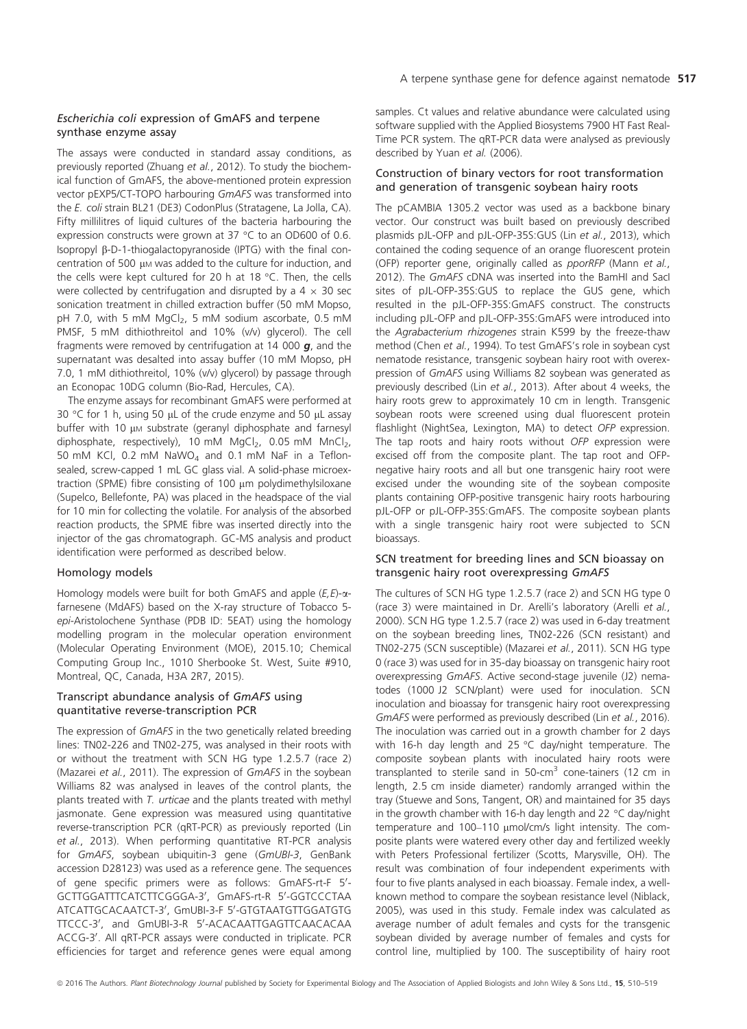### *Escherichia coli* expression of GmAFS and terpene synthase enzyme assay

The assays were conducted in standard assay conditions, as previously reported (Zhuang *et al.*, 2012). To study the biochemical function of GmAFS, the above-mentioned protein expression vector pEXP5/CT-TOPO harbouring *GmAFS* was transformed into the *E. coli* strain BL21 (DE3) CodonPlus (Stratagene, La Jolla, CA). Fifty millilitres of liquid cultures of the bacteria harbouring the expression constructs were grown at 37 °C to an OD600 of 0.6. Isopropyl β-D-1-thiogalactopyranoside (IPTG) with the final concentration of 500 μM was added to the culture for induction, and the cells were kept cultured for 20 h at 18 °C. Then, the cells were collected by centrifugation and disrupted by a 4 × 30 sec sonication treatment in chilled extraction buffer (50 mM Mopso, pH 7.0, with 5 mM $MgCl_2$, 5 mM sodium ascorbate, 0.5 mM PMSF, 5 mM dithiothreitol and 10% (v/v) glycerol). The cell fragments were removed by centrifugation at 14 000 ***g***, and the supernatant was desalted into assay buffer (10 mM Mopso, pH 7.0, 1 mM dithiothreitol, 10% (v/v) glycerol) by passage through an Econopac 10DG column (Bio-Rad, Hercules, CA).

The enzyme assays for recombinant GmAFS were performed at 30 °C for 1 h, using 50 μL of the crude enzyme and 50 μL assay buffer with 10 μM substrate (geranyl diphosphate and farnesyl diphosphate, respectively), 10 mM $MgCl_2$, 0.05 mM $MnCl_2$, 50 mM KCl, 0.2 mM $NaWO_4$ and 0.1 mM NaF in a Teflon-sealed, screw-capped 1 mL GC glass vial. A solid-phase microextraction (SPME) fibre consisting of 100 μm polydimethylsiloxane (Supelco, Bellefonte, PA) was placed in the headspace of the vial for 10 min for collecting the volatile. For analysis of the absorbed reaction products, the SPME fibre was inserted directly into the injector of the gas chromatograph. GC-MS analysis and product identification were performed as described below.

### Homology models

Homology models were built for both GmAFS and apple (*E,E*)-α-farnesene (MdAFS) based on the X-ray structure of Tobacco 5-*epi*-Aristolochene Synthase (PDB ID: 5EAT) using the homology modelling program in the molecular operation environment (Molecular Operating Environment (MOE), 2015.10; Chemical Computing Group Inc., 1010 Sherbooke St. West, Suite #910, Montreal, QC, Canada, H3A 2R7, 2015).

### Transcript abundance analysis of *GmAFS* using quantitative reverse-transcription PCR

The expression of *GmAFS* in the two genetically related breeding lines: TN02-226 and TN02-275, was analysed in their roots with or without the treatment with SCN HG type 1.2.5.7 (race 2) (Mazarei *et al.*, 2011). The expression of *GmAFS* in the soybean Williams 82 was analysed in leaves of the control plants, the plants treated with *T. urticae* and the plants treated with methyl jasmonate. Gene expression was measured using quantitative reverse-transcription PCR (qRT-PCR) as previously reported (Lin *et al.*, 2013). When performing quantitative RT-PCR analysis for *GmAFS*, soybean ubiquitin-3 gene (*GmUBI-3*, GenBank accession D28123) was used as a reference gene. The sequences of gene specific primers were as follows: GmAFS-rt-F 5′-GCTTGGATTTCATCTTCGGGA-3′, GmAFS-rt-R 5′-GGTCCCTAAATCATTGCACAATCT-3′, GmUBI-3-F 5′-GTGTAATGTTGGATGTGTTCCC-3′, and GmUBI-3-R 5′-ACACAATTGAGTTCAACACAAACCG-3′. All qRT-PCR assays were conducted in triplicate. PCR efficiencies for target and reference genes were equal among samples. Ct values and relative abundance were calculated using software supplied with the Applied Biosystems 7900 HT Fast Real-Time PCR system. The qRT-PCR data were analysed as previously described by Yuan *et al.* (2006).

### Construction of binary vectors for root transformation and generation of transgenic soybean hairy roots

The pCAMBIA 1305.2 vector was used as a backbone binary vector. Our construct was built based on previously described plasmids pJL-OFP and pJL-OFP-35S:GUS (Lin *et al.*, 2013), which contained the coding sequence of an orange fluorescent protein (OFP) reporter gene, originally called as *pporRFP* (Mann *et al.*, 2012). The *GmAFS* cDNA was inserted into the BamHI and SacI sites of pJL-OFP-35S:GUS to replace the GUS gene, which resulted in the pJL-OFP-35S:GmAFS construct. The constructs including pJL-OFP and pJL-OFP-35S:GmAFS were introduced into the *Agrabacterium rhizogenes* strain K599 by the freeze-thaw method (Chen *et al.*, 1994). To test GmAFS's role in soybean cyst nematode resistance, transgenic soybean hairy root with overexpression of *GmAFS* using Williams 82 soybean was generated as previously described (Lin *et al.*, 2013). After about 4 weeks, the hairy roots grew to approximately 10 cm in length. Transgenic soybean roots were screened using dual fluorescent protein flashlight (NightSea, Lexington, MA) to detect *OFP* expression. The tap roots and hairy roots without *OFP* expression were excised off from the composite plant. The tap root and OFP-negative hairy roots and all but one transgenic hairy root were excised under the wounding site of the soybean composite plants containing OFP-positive transgenic hairy roots harbouring pJL-OFP or pJL-OFP-35S:GmAFS. The composite soybean plants with a single transgenic hairy root were subjected to SCN bioassays.

### SCN treatment for breeding lines and SCN bioassay on transgenic hairy root overexpressing *GmAFS*

The cultures of SCN HG type 1.2.5.7 (race 2) and SCN HG type 0 (race 3) were maintained in Dr. Arelli's laboratory (Arelli *et al.*, 2000). SCN HG type 1.2.5.7 (race 2) was used in 6-day treatment on the soybean breeding lines, TN02-226 (SCN resistant) and TN02-275 (SCN susceptible) (Mazarei *et al.*, 2011). SCN HG type 0 (race 3) was used for in 35-day bioassay on transgenic hairy root overexpressing *GmAFS*. Active second-stage juvenile (J2) nematodes (1000 J2 SCN/plant) were used for inoculation. SCN inoculation and bioassay for transgenic hairy root overexpressing *GmAFS* were performed as previously described (Lin *et al.*, 2016). The inoculation was carried out in a growth chamber for 2 days with 16-h day length and 25 °C day/night temperature. The composite soybean plants with inoculated hairy roots were transplanted to sterile sand in 50-$cm^3$ cone-tainers (12 cm in length, 2.5 cm inside diameter) randomly arranged within the tray (Stuewe and Sons, Tangent, OR) and maintained for 35 days in the growth chamber with 16-h day length and 22 °C day/night temperature and 100–110 μmol/cm/s light intensity. The composite plants were watered every other day and fertilized weekly with Peters Professional fertilizer (Scotts, Marysville, OH). The result was combination of four independent experiments with four to five plants analysed in each bioassay. Female index, a well-known method to compare the soybean resistance level (Niblack, 2005), was used in this study. Female index was calculated as average number of adult females and cysts for the transgenic soybean divided by average number of females and cysts for control line, multiplied by 100. The susceptibility of hairy root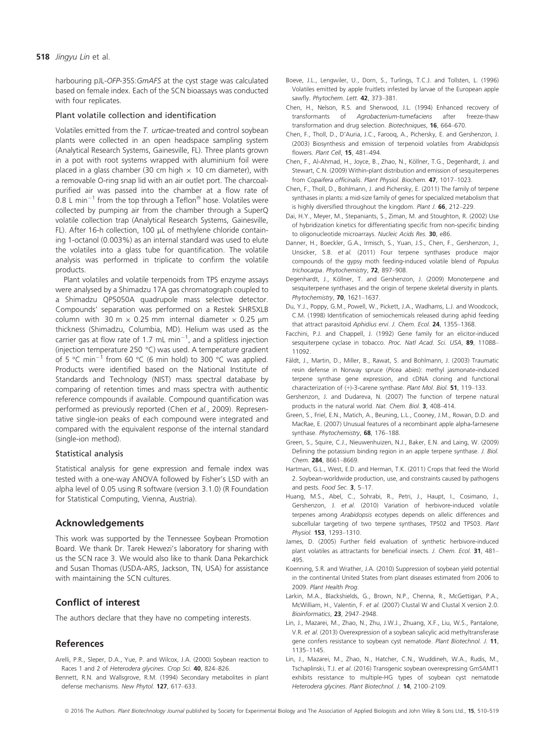harbouring pJL-*OFP*-35S:*GmAFS* at the cyst stage was calculated based on female index. Each of the SCN bioassays was conducted with four replicates.

### Plant volatile collection and identification

Volatiles emitted from the *T. urticae*-treated and control soybean plants were collected in an open headspace sampling system (Analytical Research Systems, Gainesville, FL). Three plants grown in a pot with root systems wrapped with aluminium foil were placed in a glass chamber (30 cm high × 10 cm diameter), with a removable O-ring snap lid with an air outlet port. The charcoal-purified air was passed into the chamber at a flow rate of 0.8 L $min^{-1}$ from the top through a Teflon® hose. Volatiles were collected by pumping air from the chamber through a SuperQ volatile collection trap (Analytical Research Systems, Gainesville, FL). After 16-h collection, 100 μL of methylene chloride containing 1-octanol (0.003%) as an internal standard was used to elute the volatiles into a glass tube for quantification. The volatile analysis was performed in triplicate to confirm the volatile products.

Plant volatiles and volatile terpenoids from TPS enzyme assays were analysed by a Shimadzu 17A gas chromatograph coupled to a Shimadzu QP5050A quadrupole mass selective detector. Compounds' separation was performed on a Restek SHR5XLB column with 30 m × 0.25 mm internal diameter × 0.25 μm thickness (Shimadzu, Columbia, MD). Helium was used as the carrier gas at flow rate of 1.7 mL $min^{-1}$, and a splitless injection (injection temperature 250 °C) was used. A temperature gradient of 5 °C $min^{-1}$ from 60 °C (6 min hold) to 300 °C was applied. Products were identified based on the National Institute of Standards and Technology (NIST) mass spectral database by comparing of retention times and mass spectra with authentic reference compounds if available. Compound quantification was performed as previously reported (Chen *et al.*, 2009). Representative single-ion peaks of each compound were integrated and compared with the equivalent response of the internal standard (single-ion method).

### Statistical analysis

Statistical analysis for gene expression and female index was tested with a one-way ANOVA followed by Fisher's LSD with an alpha level of 0.05 using R software (version 3.1.0) (R Foundation for Statistical Computing, Vienna, Austria).

## Acknowledgements

This work was supported by the Tennessee Soybean Promotion Board. We thank Dr. Tarek Hewezi's laboratory for sharing with us the SCN race 3. We would also like to thank Dana Pekarchick and Susan Thomas (USDA-ARS, Jackson, TN, USA) for assistance with maintaining the SCN cultures.

## Conflict of interest

The authors declare that they have no competing interests.

## References

Arelli, P.R., Sleper, D.A., Yue, P. and Wilcox, J.A. (2000) Soybean reaction to Races 1 and 2 of *Heterodera glycines*. *Crop Sci.* **40**, 824–826.

Bennett, R.N. and Wallsgrove, R.M. (1994) Secondary metabolites in plant defense mechanisms. *New Phytol.* **127**, 617–633.

Boeve, J.L., Lengwiler, U., Dorn, S., Turlings, T.C.J. and Tollsten, L. (1996) Volatiles emitted by apple fruitlets infested by larvae of the European apple sawfly. *Phytochem. Lett.* **42**, 373–381.

Chen, H., Nelson, R.S. and Sherwood, J.L. (1994) Enhanced recovery of transformants of *Agrobacterium-tumefaciens* after freeze-thaw transformation and drug selection. *Biotechniques*, **16**, 664–670.

Chen, F., Tholl, D., D'Auria, J.C., Farooq, A., Pichersky, E. and Gershenzon, J. (2003) Biosynthesis and emission of terpenoid volatiles from *Arabidopsis* flowers. *Plant Cell*, **15**, 481–494.

Chen, F., Al-Ahmad, H., Joyce, B., Zhao, N., Köllner, T.G., Degenhardt, J. and Stewart, C.N. (2009) Within-plant distribution and emission of sesquiterpenes from *Copaifera officinalis*. *Plant Physiol. Biochem.* **47**, 1017–1023.

Chen, F., Tholl, D., Bohlmann, J. and Pichersky, E. (2011) The family of terpene synthases in plants: a mid-size family of genes for specialized metabolism that is highly diversified throughout the kingdom. *Plant J.* **66**, 212–229.

Dai, H.Y., Meyer, M., Stepaniants, S., Ziman, M. and Stoughton, R. (2002) Use of hybridization kinetics for differentiating specific from non-specific binding to oligonucleotide microarrays. *Nucleic Acids Res.* **30**, e86.

Danner, H., Boeckler, G.A., Irmisch, S., Yuan, J.S., Chen, F., Gershenzon, J., Unsicker, S.B. *et al.* (2011) Four terpene synthases produce major compounds of the gypsy moth feeding-induced volatile blend of *Populus trichocarpa*. *Phytochemistry*, **72**, 897–908.

Degenhardt, J., Köllner, T. and Gershenzon, J. (2009) Monoterpene and sesquiterpene synthases and the origin of terpene skeletal diversity in plants. *Phytochemistry*, **70**, 1621–1637.

Du, Y.J., Poppy, G.M., Powell, W., Pickett, J.A., Wadhams, L.J. and Woodcock, C.M. (1998) Identification of semiochemicals released during aphid feeding that attract parasitoid *Aphidius ervi*. *J. Chem. Ecol.* **24**, 1355–1368.

Facchini, P.J. and Chappell, J. (1992) Gene family for an elicitor-induced sesquiterpene cyclase in tobacco. *Proc. Natl Acad. Sci. USA*, **89**, 11088–11092.

Fäldt, J., Martin, D., Miller, B., Rawat, S. and Bohlmann, J. (2003) Traumatic resin defense in Norway spruce (*Picea abies*): methyl jasmonate-induced terpene synthase gene expression, and cDNA cloning and functional characterization of (+)-3-carene synthase. *Plant Mol. Biol.* **51**, 119–133.

Gershenzon, J. and Dudareva, N. (2007) The function of terpene natural products in the natural world. *Nat. Chem. Biol.* **3**, 408–414.

Green, S., Friel, E.N., Matich, A., Beuning, L.L., Cooney, J.M., Rowan, D.D. and MacRae, E. (2007) Unusual features of a recombinant apple alpha-farnesene synthase. *Phytochemistry*, **68**, 176–188.

Green, S., Squire, C.J., Nieuwenhuizen, N.J., Baker, E.N. and Laing, W. (2009) Defining the potassium binding region in an apple terpene synthase. *J. Biol. Chem.* **284**, 8661–8669.

Hartman, G.L., West, E.D. and Herman, T.K. (2011) Crops that feed the World 2. Soybean-worldwide production, use, and constraints caused by pathogens and pests. *Food Sec.* **3**, 5–17.

Huang, M.S., Abel, C., Sohrabi, R., Petri, J., Haupt, I., Cosimano, J., Gershenzon, J. *et al.* (2010) Variation of herbivore-induced volatile terpenes among *Arabidopsis* ecotypes depends on allelic differences and subcellular targeting of two terpene synthases, TPS02 and TPS03. *Plant Physiol.* **153**, 1293–1310.

James, D. (2005) Further field evaluation of synthetic herbivore-induced plant volatiles as attractants for beneficial insects. *J. Chem. Ecol.* **31**, 481–495.

Koenning, S.R. and Wrather, J.A. (2010) Suppression of soybean yield potential in the continental United States from plant diseases estimated from 2006 to 2009. *Plant Health Prog*.

Larkin, M.A., Blackshields, G., Brown, N.P., Chenna, R., McGettigan, P.A., McWilliam, H., Valentin, F. *et al.* (2007) Clustal W and Clustal X version 2.0. *Bioinformatics*, **23**, 2947–2948.

Lin, J., Mazarei, M., Zhao, N., Zhu, J.W.J., Zhuang, X.F., Liu, W.S., Pantalone, V.R. *et al.* (2013) Overexpression of a soybean salicylic acid methyltransferase gene confers resistance to soybean cyst nematode. *Plant Biotechnol. J.* **11**, 1135–1145.

Lin, J., Mazarei, M., Zhao, N., Hatcher, C.N., Wuddineh, W.A., Rudis, M., Tschaplinski, T.J. *et al.* (2016) Transgenic soybean overexpressing GmSAMT1 exhibits resistance to multiple-HG types of soybean cyst nematode *Heterodera glycines*. *Plant Biotechnol. J.* **14**, 2100–2109.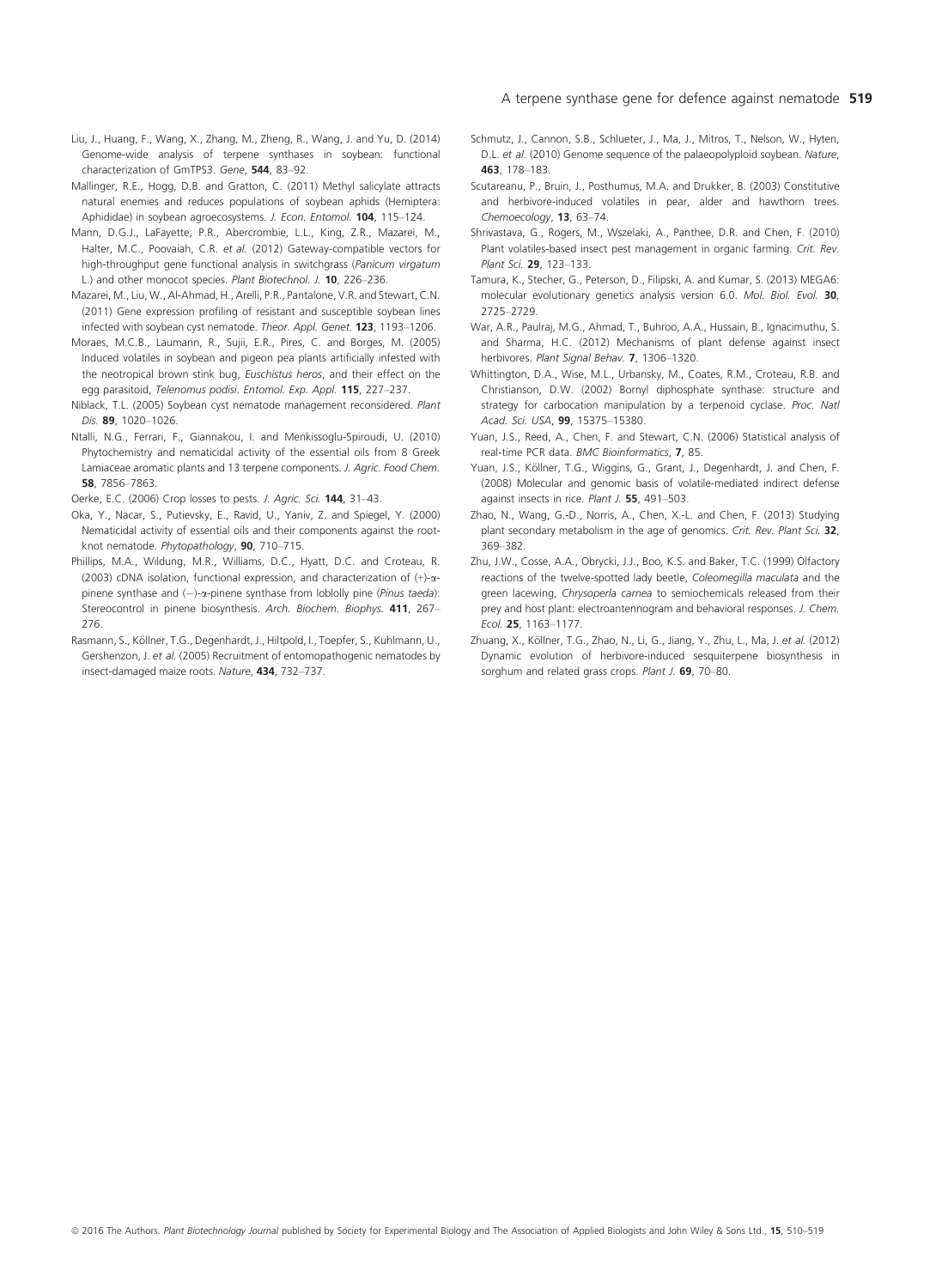Liu, J., Huang, F., Wang, X., Zhang, M., Zheng, R., Wang, J. and Yu, D. (2014) Genome-wide analysis of terpene synthases in soybean: functional characterization of GmTPS3. *Gene*, **544**, 83–92.

Mallinger, R.E., Hogg, D.B. and Gratton, C. (2011) Methyl salicylate attracts natural enemies and reduces populations of soybean aphids (Hemiptera: Aphididae) in soybean agroecosystems. *J. Econ. Entomol.* **104**, 115–124.

Mann, D.G.J., LaFayette, P.R., Abercrombie, L.L., King, Z.R., Mazarei, M., Halter, M.C., Poovaiah, C.R. *et al.* (2012) Gateway-compatible vectors for high-throughput gene functional analysis in switchgrass (*Panicum virgatum* L.) and other monocot species. *Plant Biotechnol. J.* **10**, 226–236.

Mazarei, M., Liu, W., Al-Ahmad, H., Arelli, P.R., Pantalone, V.R. and Stewart, C.N. (2011) Gene expression profiling of resistant and susceptible soybean lines infected with soybean cyst nematode. *Theor. Appl. Genet.* **123**, 1193–1206.

Moraes, M.C.B., Laumann, R., Sujii, E.R., Pires, C. and Borges, M. (2005) Induced volatiles in soybean and pigeon pea plants artificially infested with the neotropical brown stink bug, *Euschistus heros*, and their effect on the egg parasitoid, *Telenomus podisi*. *Entomol. Exp. Appl.* **115**, 227–237.

Niblack, T.L. (2005) Soybean cyst nematode management reconsidered. *Plant Dis.* **89**, 1020–1026.

Ntalli, N.G., Ferrari, F., Giannakou, I. and Menkissoglu-Spiroudi, U. (2010) Phytochemistry and nematicidal activity of the essential oils from 8 Greek Lamiaceae aromatic plants and 13 terpene components. *J. Agric. Food Chem.* **58**, 7856–7863.

Oerke, E.C. (2006) Crop losses to pests. *J. Agric. Sci.* **144**, 31–43.

Oka, Y., Nacar, S., Putievsky, E., Ravid, U., Yaniv, Z. and Spiegel, Y. (2000) Nematicidal activity of essential oils and their components against the root-knot nematode. *Phytopathology*, **90**, 710–715.

Phillips, M.A., Wildung, M.R., Williams, D.C., Hyatt, D.C. and Croteau, R. (2003) cDNA isolation, functional expression, and characterization of (+)-α-pinene synthase and (−)-α-pinene synthase from loblolly pine (*Pinus taeda*): Stereocontrol in pinene biosynthesis. *Arch. Biochem. Biophys.* **411**, 267–276.

Rasmann, S., Köllner, T.G., Degenhardt, J., Hiltpold, I., Toepfer, S., Kuhlmann, U., Gershenzon, J. *et al.* (2005) Recruitment of entomopathogenic nematodes by insect-damaged maize roots. *Nature*, **434**, 732–737.

Schmutz, J., Cannon, S.B., Schlueter, J., Ma, J., Mitros, T., Nelson, W., Hyten, D.L. *et al.* (2010) Genome sequence of the palaeopolyploid soybean. *Nature*, **463**, 178–183.

Scutareanu, P., Bruin, J., Posthumus, M.A. and Drukker, B. (2003) Constitutive and herbivore-induced volatiles in pear, alder and hawthorn trees. *Chemoecology*, **13**, 63–74.

Shrivastava, G., Rogers, M., Wszelaki, A., Panthee, D.R. and Chen, F. (2010) Plant volatiles-based insect pest management in organic farming. *Crit. Rev. Plant Sci.* **29**, 123–133.

Tamura, K., Stecher, G., Peterson, D., Filipski, A. and Kumar, S. (2013) MEGA6: molecular evolutionary genetics analysis version 6.0. *Mol. Biol. Evol.* **30**, 2725–2729.

War, A.R., Paulraj, M.G., Ahmad, T., Buhroo, A.A., Hussain, B., Ignacimuthu, S. and Sharma, H.C. (2012) Mechanisms of plant defense against insect herbivores. *Plant Signal Behav.* **7**, 1306–1320.

Whittington, D.A., Wise, M.L., Urbansky, M., Coates, R.M., Croteau, R.B. and Christianson, D.W. (2002) Bornyl diphosphate synthase: structure and strategy for carbocation manipulation by a terpenoid cyclase. *Proc. Natl Acad. Sci. USA*, **99**, 15375–15380.

Yuan, J.S., Reed, A., Chen, F. and Stewart, C.N. (2006) Statistical analysis of real-time PCR data. *BMC Bioinformatics*, **7**, 85.

Yuan, J.S., Köllner, T.G., Wiggins, G., Grant, J., Degenhardt, J. and Chen, F. (2008) Molecular and genomic basis of volatile-mediated indirect defense against insects in rice. *Plant J.* **55**, 491–503.

Zhao, N., Wang, G.-D., Norris, A., Chen, X.-L. and Chen, F. (2013) Studying plant secondary metabolism in the age of genomics. *Crit. Rev. Plant Sci.* **32**, 369–382.

Zhu, J.W., Cosse, A.A., Obrycki, J.J., Boo, K.S. and Baker, T.C. (1999) Olfactory reactions of the twelve-spotted lady beetle, *Coleomegilla maculata* and the green lacewing, *Chrysoperla carnea* to semiochemicals released from their prey and host plant: electroantennogram and behavioral responses. *J. Chem. Ecol.* **25**, 1163–1177.

Zhuang, X., Köllner, T.G., Zhao, N., Li, G., Jiang, Y., Zhu, L., Ma, J. *et al.* (2012) Dynamic evolution of herbivore-induced sesquiterpene biosynthesis in sorghum and related grass crops. *Plant J.* **69**, 70–80.